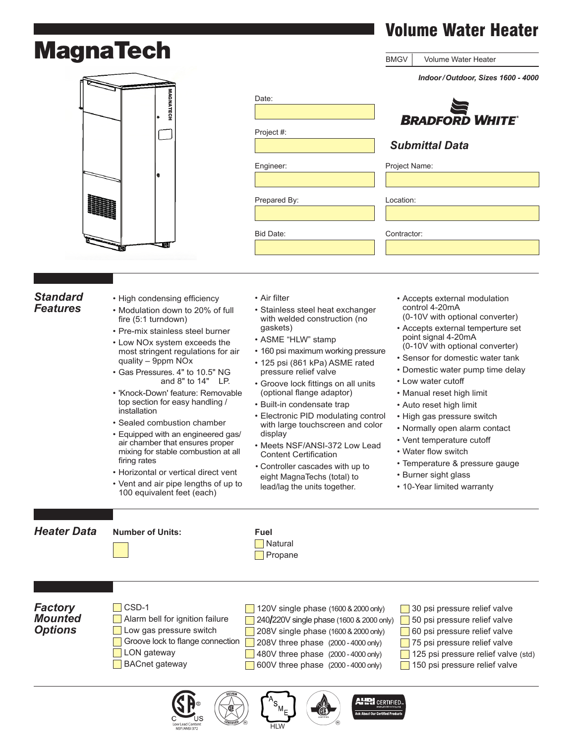# MagnaTech

# Volume Water Heater

| BMGV | Volume Water Heater |
|---|---|

*Indoor / Outdoor, Sizes 1600 - 4000*

BRADFORD WHITE

*Submittal Data*

Date:

Project #:

Engineer:

Prepared By:

Bid Date:

Project Name:

Location:

Contractor:

## *Standard Features*

- High condensing efficiency
- Modulation down to 20% of full fire (5:1 turndown)
- Pre-mix stainless steel burner
- Low NOx system exceeds the most stringent regulations for air quality – 9ppm NOx
- Gas Pressures. 4" to 10.5" NG and 8" to 14" LP.
- 'Knock-Down' feature: Removable top section for easy handling / installation
- Sealed combustion chamber
- Equipped with an engineered gas/ air chamber that ensures proper mixing for stable combustion at all firing rates
- Horizontal or vertical direct vent
- Vent and air pipe lengths of up to 100 equivalent feet (each)
- Air filter
- Stainless steel heat exchanger with welded construction (no gaskets)
- ASME "HLW" stamp
- 160 psi maximum working pressure
- 125 psi (861 kPa) ASME rated pressure relief valve
- Groove lock fittings on all units (optional flange adaptor)
- Built-in condensate trap
- Electronic PID modulating control with large touchscreen and color display
- Meets NSF/ANSI-372 Low Lead Content Certification
- Controller cascades with up to eight MagnaTechs (total) to lead/lag the units together.
- Accepts external modulation control 4-20mA (0-10V with optional converter)
- Accepts external temperture set point signal 4-20mA (0-10V with optional converter)
- Sensor for domestic water tank
- Domestic water pump time delay
- Low water cutoff
- Manual reset high limit
- Auto reset high limit
- High gas pressure switch
- Normally open alarm contact
- Vent temperature cutoff
- Water flow switch
- Temperature & pressure gauge
- Burner sight glass
- 10-Year limited warranty

## *Heater Data*

**Number of Units:** ☐

**Fuel**

- ☐ Natural
- ☐ Propane

## *Factory Mounted Options*

- ☐ CSD-1
- ☐ Alarm bell for ignition failure
- ☐ Low gas pressure switch
- ☐ Groove lock to flange connection
- ☐ LON gateway
- ☐ BACnet gateway
- ☐ 120V single phase (1600 & 2000 only)
- ☐ 240/220V single phase (1600 & 2000 only)
- ☐ 208V single phase (1600 & 2000 only)
- ☐ 208V three phase (2000 - 4000 only)
- ☐ 480V three phase (2000 - 4000 only)
- ☐ 600V three phase (2000 - 4000 only)
- ☐ 30 psi pressure relief valve
- ☐ 50 psi pressure relief valve
- ☐ 60 psi pressure relief valve
- ☐ 75 psi pressure relief valve
- ☐ 125 psi pressure relief valve (std)
- ☐ 150 psi pressure relief valve

C US Low Lead Content NSF/ANSI 372 — ASME HLW — AHRI CERTIFIED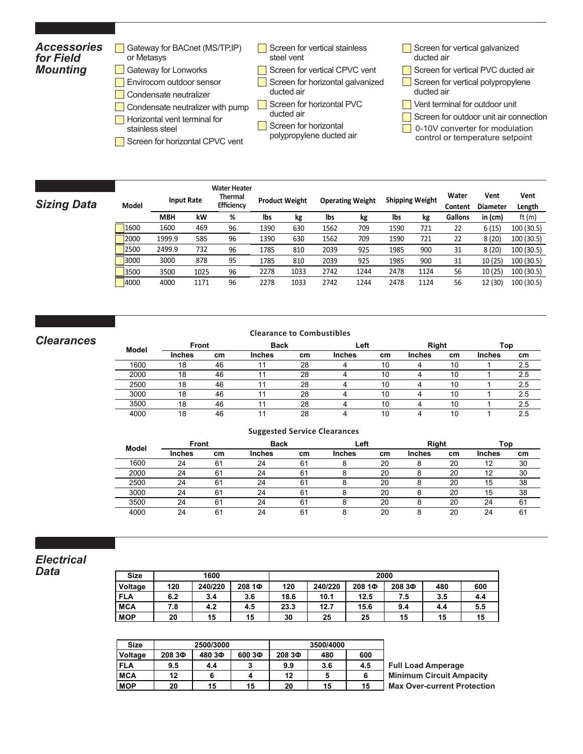## Accessories for Field Mounting

- Gateway for BACnet (MS/TP,IP) or Metasys
- Gateway for Lonworks
- Envirocom outdoor sensor
- Condensate neutralizer
- Condensate neutralizer with pump
- Horizontal vent terminal for stainless steel
- Screen for horizontal CPVC vent
- Screen for vertical stainless steel vent
- Screen for vertical CPVC vent
- Screen for horizontal galvanized ducted air
- Screen for horizontal PVC ducted air
- Screen for horizontal polypropylene ducted air
- Screen for vertical galvanized ducted air
- Screen for vertical PVC ducted air
- Screen for vertical polypropylene ducted air
- Vent terminal for outdoor unit
- Screen for outdoor unit air connection
- 0-10V converter for modulation control or temperature setpoint

## Sizing Data

| Model | Input Rate | | Water Heater Thermal Efficiency | Product Weight | | Operating Weight | | Shipping Weight | | Water Content | Vent Diameter | Vent Length |
|---|---|---|---|---|---|---|---|---|---|---|---|---|
| | MBH | kW | % | lbs | kg | lbs | kg | lbs | kg | Gallons | in (cm) | ft (m) |
| 1600 | 1600 | 469 | 96 | 1390 | 630 | 1562 | 709 | 1590 | 721 | 22 | 6 (15) | 100 (30.5) |
| 2000 | 1999.9 | 585 | 96 | 1390 | 630 | 1562 | 709 | 1590 | 721 | 22 | 8 (20) | 100 (30.5) |
| 2500 | 2499.9 | 732 | 96 | 1785 | 810 | 2039 | 925 | 1985 | 900 | 31 | 8 (20) | 100 (30.5) |
| 3000 | 3000 | 878 | 95 | 1785 | 810 | 2039 | 925 | 1985 | 900 | 31 | 10 (25) | 100 (30.5) |
| 3500 | 3500 | 1025 | 96 | 2278 | 1033 | 2742 | 1244 | 2478 | 1124 | 56 | 10 (25) | 100 (30.5) |
| 4000 | 4000 | 1171 | 96 | 2278 | 1033 | 2742 | 1244 | 2478 | 1124 | 56 | 12 (30) | 100 (30.5) |

## Clearances

**Clearance to Combustibles**

| Model | Front | | Back | | Left | | Right | | Top | |
|---|---|---|---|---|---|---|---|---|---|---|
| | Inches | cm | Inches | cm | Inches | cm | Inches | cm | Inches | cm |
| 1600 | 18 | 46 | 11 | 28 | 4 | 10 | 4 | 10 | 1 | 2.5 |
| 2000 | 18 | 46 | 11 | 28 | 4 | 10 | 4 | 10 | 1 | 2.5 |
| 2500 | 18 | 46 | 11 | 28 | 4 | 10 | 4 | 10 | 1 | 2.5 |
| 3000 | 18 | 46 | 11 | 28 | 4 | 10 | 4 | 10 | 1 | 2.5 |
| 3500 | 18 | 46 | 11 | 28 | 4 | 10 | 4 | 10 | 1 | 2.5 |
| 4000 | 18 | 46 | 11 | 28 | 4 | 10 | 4 | 10 | 1 | 2.5 |

**Suggested Service Clearances**

| Model | Front | | Back | | Left | | Right | | Top | |
|---|---|---|---|---|---|---|---|---|---|---|
| | Inches | cm | Inches | cm | Inches | cm | Inches | cm | Inches | cm |
| 1600 | 24 | 61 | 24 | 61 | 8 | 20 | 8 | 20 | 12 | 30 |
| 2000 | 24 | 61 | 24 | 61 | 8 | 20 | 8 | 20 | 12 | 30 |
| 2500 | 24 | 61 | 24 | 61 | 8 | 20 | 8 | 20 | 15 | 38 |
| 3000 | 24 | 61 | 24 | 61 | 8 | 20 | 8 | 20 | 15 | 38 |
| 3500 | 24 | 61 | 24 | 61 | 8 | 20 | 8 | 20 | 24 | 61 |
| 4000 | 24 | 61 | 24 | 61 | 8 | 20 | 8 | 20 | 24 | 61 |

## Electrical Data

| Size | 1600 | | | 2000 | | | | | |
|---|---|---|---|---|---|---|---|---|---|
| Voltage | 120 | 240/220 | 208 1Φ | 120 | 240/220 | 208 1Φ | 208 3Φ | 480 | 600 |
| FLA | 6.2 | 3.4 | 3.6 | 18.6 | 10.1 | 12.5 | 7.5 | 3.5 | 4.4 |
| MCA | 7.8 | 4.2 | 4.5 | 23.3 | 12.7 | 15.6 | 9.4 | 4.4 | 5.5 |
| MOP | 20 | 15 | 15 | 30 | 25 | 25 | 15 | 15 | 15 |

| Size | 2500/3000 | | | 3500/4000 | | |
|---|---|---|---|---|---|---|
| Voltage | 208 3Φ | 480 3Φ | 600 3Φ | 208 3Φ | 480 | 600 |
| FLA | 9.5 | 4.4 | 3 | 9.9 | 3.6 | 4.5 |
| MCA | 12 | 6 | 4 | 12 | 5 | 6 |
| MOP | 20 | 15 | 15 | 20 | 15 | 15 |

**Full Load Amperage**
**Minimum Circuit Ampacity**
**Max Over-current Protection**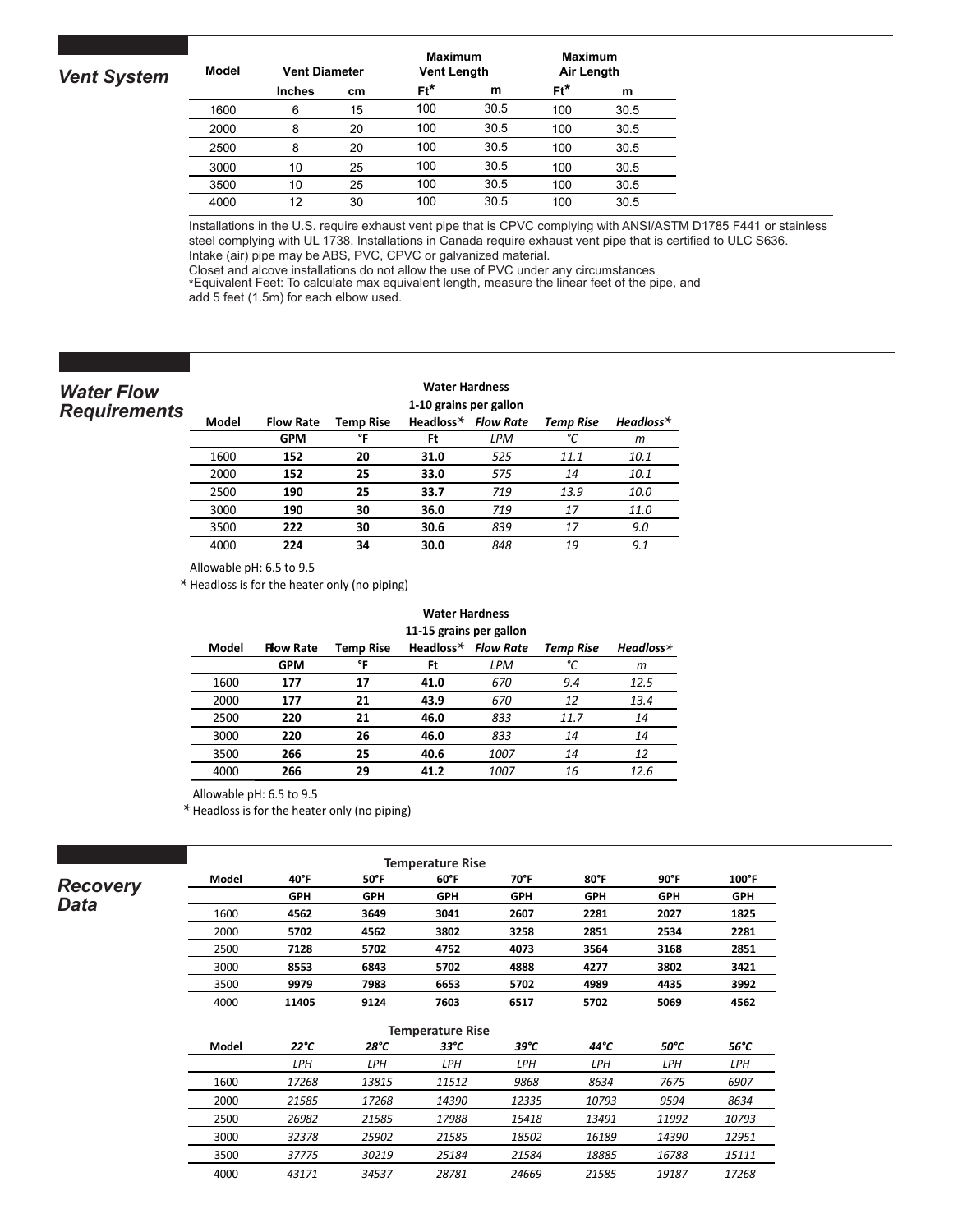## Vent System

| Model | Vent Diameter | | Maximum Vent Length | | Maximum Air Length | |
|---|---|---|---|---|---|---|
| | Inches | cm | Ft* | m | Ft* | m |
| 1600 | 6 | 15 | 100 | 30.5 | 100 | 30.5 |
| 2000 | 8 | 20 | 100 | 30.5 | 100 | 30.5 |
| 2500 | 8 | 20 | 100 | 30.5 | 100 | 30.5 |
| 3000 | 10 | 25 | 100 | 30.5 | 100 | 30.5 |
| 3500 | 10 | 25 | 100 | 30.5 | 100 | 30.5 |
| 4000 | 12 | 30 | 100 | 30.5 | 100 | 30.5 |

Installations in the U.S. require exhaust vent pipe that is CPVC complying with ANSI/ASTM D1785 F441 or stainless steel complying with UL 1738. Installations in Canada require exhaust vent pipe that is certified to ULC S636. Intake (air) pipe may be ABS, PVC, CPVC or galvanized material.

Closet and alcove installations do not allow the use of PVC under any circumstances

*Equivalent Feet: To calculate max equivalent length, measure the linear feet of the pipe, and add 5 feet (1.5m) for each elbow used.

## Water Flow Requirements

**Water Hardness 1-10 grains per gallon**

| Model | Flow Rate | Temp Rise | Headloss* | *Flow Rate* | *Temp Rise* | *Headloss** |
|---|---|---|---|---|---|---|
| | GPM | °F | Ft | *LPM* | *°C* | *m* |
| 1600 | **152** | **20** | **31.0** | *525* | *11.1* | *10.1* |
| 2000 | **152** | **25** | **33.0** | *575* | *14* | *10.1* |
| 2500 | **190** | **25** | **33.7** | *719* | *13.9* | *10.0* |
| 3000 | **190** | **30** | **36.0** | *719* | *17* | *11.0* |
| 3500 | **222** | **30** | **30.6** | *839* | *17* | *9.0* |
| 4000 | **224** | **34** | **30.0** | *848* | *19* | *9.1* |

Allowable pH: 6.5 to 9.5

* Headloss is for the heater only (no piping)

**Water Hardness 11-15 grains per gallon**

| Model | Flow Rate | Temp Rise | Headloss* | *Flow Rate* | *Temp Rise* | *Headloss** |
|---|---|---|---|---|---|---|
| | GPM | °F | Ft | *LPM* | *°C* | *m* |
| 1600 | **177** | **17** | **41.0** | *670* | *9.4* | *12.5* |
| 2000 | **177** | **21** | **43.9** | *670* | *12* | *13.4* |
| 2500 | **220** | **21** | **46.0** | *833* | *11.7* | *14* |
| 3000 | **220** | **26** | **46.0** | *833* | *14* | *14* |
| 3500 | **266** | **25** | **40.6** | *1007* | *14* | *12* |
| 4000 | **266** | **29** | **41.2** | *1007* | *16* | *12.6* |

Allowable pH: 6.5 to 9.5

* Headloss is for the heater only (no piping)

## Recovery Data

**Temperature Rise**

| Model | 40°F | 50°F | 60°F | 70°F | 80°F | 90°F | 100°F |
|---|---|---|---|---|---|---|---|
| | GPH | GPH | GPH | GPH | GPH | GPH | GPH |
| 1600 | **4562** | **3649** | **3041** | **2607** | **2281** | **2027** | **1825** |
| 2000 | **5702** | **4562** | **3802** | **3258** | **2851** | **2534** | **2281** |
| 2500 | **7128** | **5702** | **4752** | **4073** | **3564** | **3168** | **2851** |
| 3000 | **8553** | **6843** | **5702** | **4888** | **4277** | **3802** | **3421** |
| 3500 | **9979** | **7983** | **6653** | **5702** | **4989** | **4435** | **3992** |
| 4000 | **11405** | **9124** | **7603** | **6517** | **5702** | **5069** | **4562** |

**Temperature Rise**

| Model | *22°C* | *28°C* | *33°C* | *39°C* | *44°C* | *50°C* | *56°C* |
|---|---|---|---|---|---|---|---|
| | *LPH* | *LPH* | *LPH* | *LPH* | *LPH* | *LPH* | *LPH* |
| 1600 | *17268* | *13815* | *11512* | *9868* | *8634* | *7675* | *6907* |
| 2000 | *21585* | *17268* | *14390* | *12335* | *10793* | *9594* | *8634* |
| 2500 | *26982* | *21585* | *17988* | *15418* | *13491* | *11992* | *10793* |
| 3000 | *32378* | *25902* | *21585* | *18502* | *16189* | *14390* | *12951* |
| 3500 | *37775* | *30219* | *25184* | *21584* | *18885* | *16788* | *15111* |
| 4000 | *43171* | *34537* | *28781* | *24669* | *21585* | *19187* | *17268* |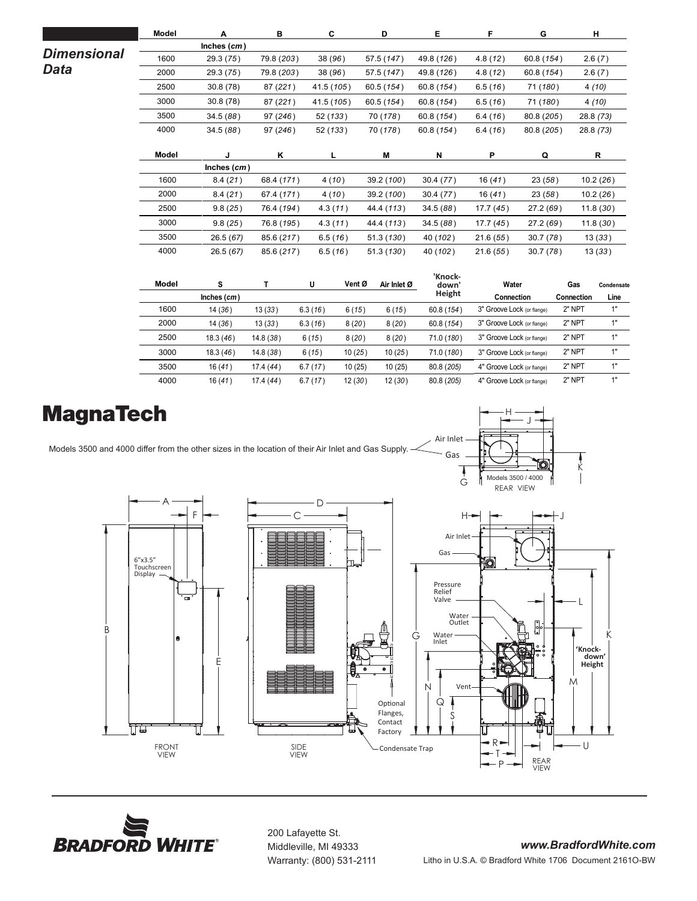## *Dimensional Data*

| Model | A | B | C | D | E | F | G | H |
|---|---|---|---|---|---|---|---|---|
| | Inches (*cm*) | | | | | | | |
| 1600 | 29.3 (*75*) | 79.8 (*203*) | 38 (*96*) | 57.5 (*147*) | 49.8 (*126*) | 4.8 (*12*) | 60.8 (*154*) | 2.6 (*7*) |
| 2000 | 29.3 (*75*) | 79.8 (*203*) | 38 (*96*) | 57.5 (*147*) | 49.8 (*126*) | 4.8 (*12*) | 60.8 (*154*) | 2.6 (*7*) |
| 2500 | 30.8 (78) | 87 (*221*) | 41.5 (*105*) | 60.5 (*154*) | 60.8 (*154*) | 6.5 (*16*) | 71 (*180*) | 4 *(10)* |
| 3000 | 30.8 (78) | 87 (*221*) | 41.5 (*105*) | 60.5 (*154*) | 60.8 (*154*) | 6.5 (*16*) | 71 (*180*) | 4 *(10)* |
| 3500 | 34.5 (*88*) | 97 (*246*) | 52 (*133*) | 70 (*178*) | 60.8 (*154*) | 6.4 (*16*) | 80.8 (*205*) | 28.8 *(73)* |
| 4000 | 34.5 (*88*) | 97 (*246*) | 52 (*133*) | 70 (*178*) | 60.8 (*154*) | 6.4 (*16*) | 80.8 (*205*) | 28.8 *(73)* |

| Model | J | K | L | M | N | P | Q | R |
|---|---|---|---|---|---|---|---|---|
| | Inches (*cm*) | | | | | | | |
| 1600 | 8.4 (*21*) | 68.4 (*171*) | 4 (*10*) | 39.2 (*100*) | 30.4 (*77*) | 16 (*41*) | 23 (*58*) | 10.2 (*26*) |
| 2000 | 8.4 (*21*) | 67.4 (*171*) | 4 (*10*) | 39.2 (*100*) | 30.4 (*77*) | 16 (*41*) | 23 (*58*) | 10.2 (*26*) |
| 2500 | 9.8 (*25*) | 76.4 (*194*) | 4.3 (*11*) | 44.4 (*113*) | 34.5 (*88*) | 17.7 (*45*) | 27.2 (*69*) | 11.8 (*30*) |
| 3000 | 9.8 (*25*) | 76.8 (*195*) | 4.3 (*11*) | 44.4 (*113*) | 34.5 (*88*) | 17.7 (*45*) | 27.2 (*69*) | 11.8 (*30*) |
| 3500 | 26.5 (*67*) | 85.6 (*217*) | 6.5 (*16*) | 51.3 (*130*) | 40 (*102*) | 21.6 (*55*) | 30.7 (*78*) | 13 (*33*) |
| 4000 | 26.5 (*67*) | 85.6 (*217*) | 6.5 (*16*) | 51.3 (*130*) | 40 (*102*) | 21.6 (*55*) | 30.7 (*78*) | 13 (*33*) |

| Model | S | T | U | Vent Ø | Air Inlet Ø | 'Knock-down' Height | Water Connection | Gas Connection | Condensate Line |
|---|---|---|---|---|---|---|---|---|---|
| | Inches (*cm*) | | | | | | | | |
| 1600 | 14 (*36*) | 13 (*33*) | 6.3 (*16*) | 6 (*15*) | 6 (*15*) | 60.8 (*154*) | 3" Groove Lock (or flange) | 2" NPT | 1" |
| 2000 | 14 (*36*) | 13 (*33*) | 6.3 (*16*) | 8 (*20*) | 8 (*20*) | 60.8 (*154*) | 3" Groove Lock (or flange) | 2" NPT | 1" |
| 2500 | 18.3 (*46*) | 14.8 (*38*) | 6 (*15*) | 8 (*20*) | 8 (*20*) | 71.0 (*180*) | 3" Groove Lock (or flange) | 2" NPT | 1" |
| 3000 | 18.3 (*46*) | 14.8 (*38*) | 6 (*15*) | 10 (*25*) | 10 (*25*) | 71.0 (*180*) | 3" Groove Lock (or flange) | 2" NPT | 1" |
| 3500 | 16 (*41*) | 17.4 (*44*) | 6.7 (*17*) | 10 (25) | 10 (25) | 80.8 (*205*) | 4" Groove Lock (or flange) | 2" NPT | 1" |
| 4000 | 16 (*41*) | 17.4 (*44*) | 6.7 (*17*) | 12 (*30*) | 12 (*30*) | 80.8 (*205*) | 4" Groove Lock (or flange) | 2" NPT | 1" |

# MagnaTech

Models 3500 and 4000 differ from the other sizes in the location of their Air Inlet and Gas Supply.

Air Inlet
Gas
Models 3500 / 4000
REAR VIEW

6"x3.5" Touchscreen Display

FRONT VIEW

SIDE VIEW

Optional Flanges, Contact Factory

Condensate Trap

Air Inlet
Gas
Pressure Relief Valve
Water Outlet
Water Inlet
Vent
'Knock-down' Height

REAR VIEW

**BRADFORD WHITE**

200 Lafayette St.
Middleville, MI 49333
Warranty: (800) 531-2111

***www.BradfordWhite.com***

Litho in U.S.A. © Bradford White 1706 Document 2161O-BW